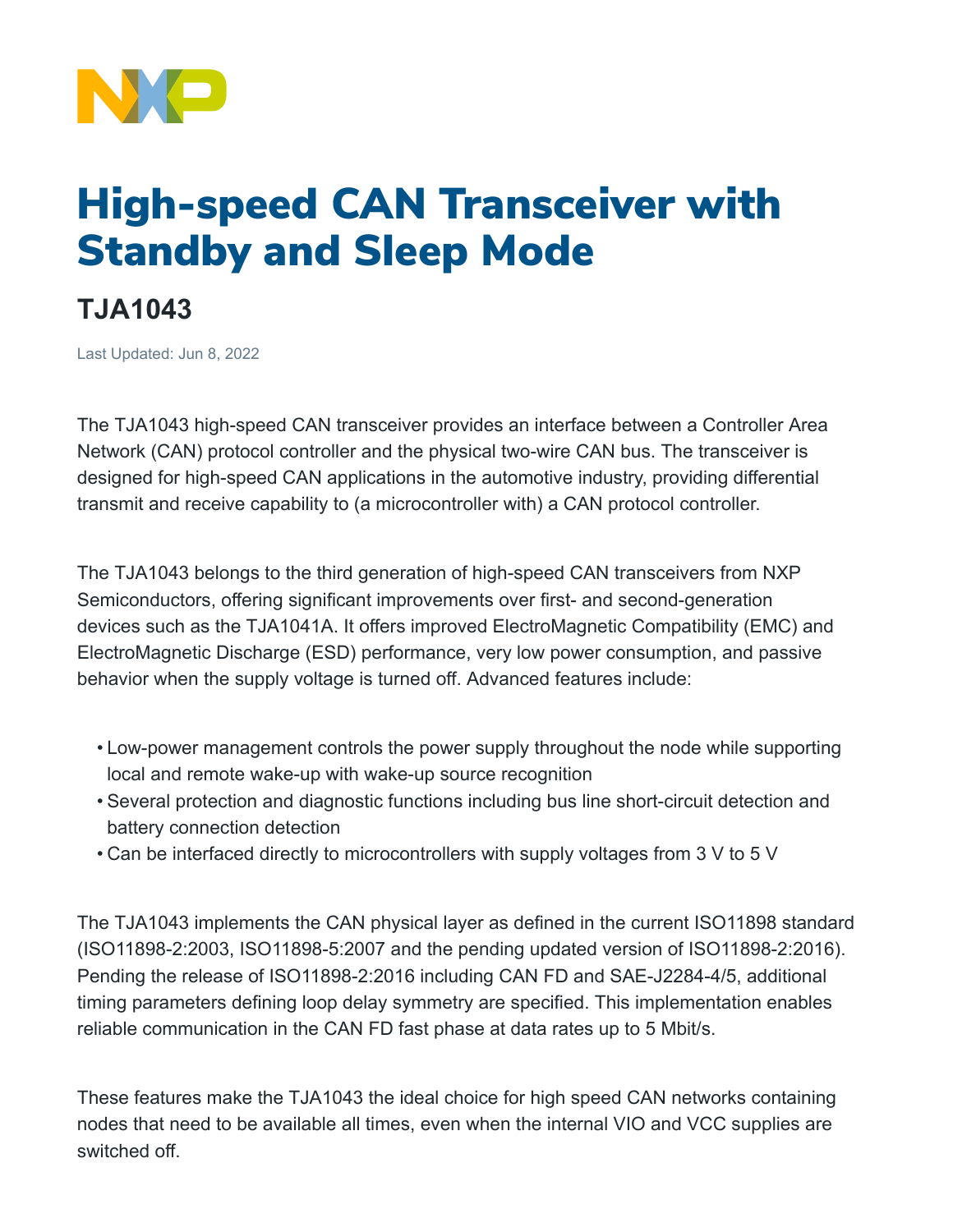# High-speed CAN Transceiver with Standby and Sleep Mode

## TJA1043

Last Updated: Jun 8, 2022

The TJA1043 high-speed CAN transceiver provides an interface between a Controller Area Network (CAN) protocol controller and the physical two-wire CAN bus. The transceiver is designed for high-speed CAN applications in the automotive industry, providing differential transmit and receive capability to (a microcontroller with) a CAN protocol controller.

The TJA1043 belongs to the third generation of high-speed CAN transceivers from NXP Semiconductors, offering significant improvements over first- and second-generation devices such as the TJA1041A. It offers improved ElectroMagnetic Compatibility (EMC) and ElectroMagnetic Discharge (ESD) performance, very low power consumption, and passive behavior when the supply voltage is turned off. Advanced features include:

- Low-power management controls the power supply throughout the node while supporting local and remote wake-up with wake-up source recognition
- Several protection and diagnostic functions including bus line short-circuit detection and battery connection detection
- Can be interfaced directly to microcontrollers with supply voltages from 3 V to 5 V

The TJA1043 implements the CAN physical layer as defined in the current ISO11898 standard (ISO11898-2:2003, ISO11898-5:2007 and the pending updated version of ISO11898-2:2016). Pending the release of ISO11898-2:2016 including CAN FD and SAE-J2284-4/5, additional timing parameters defining loop delay symmetry are specified. This implementation enables reliable communication in the CAN FD fast phase at data rates up to 5 Mbit/s.

These features make the TJA1043 the ideal choice for high speed CAN networks containing nodes that need to be available all times, even when the internal VIO and VCC supplies are switched off.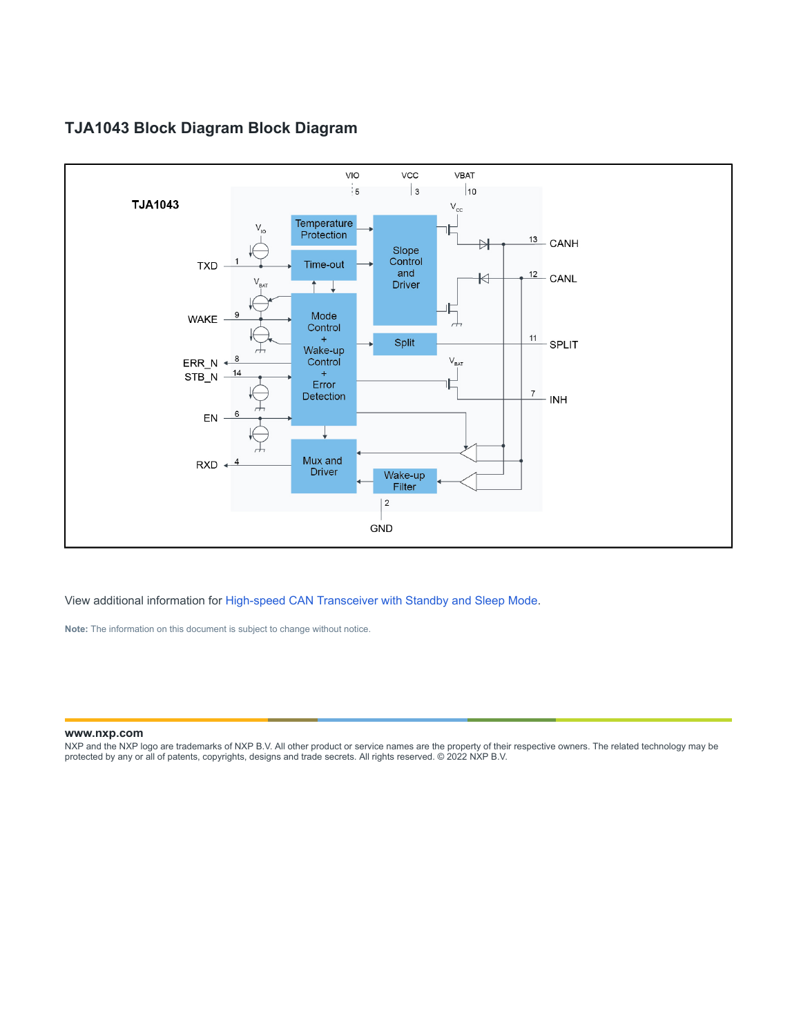## TJA1043 Block Diagram Block Diagram

TJA1043

VIO
5
VCC
3
VBAT
10

$V_{CC}$
13
CANH
12
CANL
11
SPLIT
$V_{BAT}$
7
INH

$V_{IO}$
TXD
1
$V_{BAT}$
WAKE
9
ERR_N
8
STB_N
14
EN
6
RXD
4

Temperature Protection

Time-out

Slope Control and Driver

Mode Control + Wake-up Control + Error Detection

Split

Mux and Driver

Wake-up Filter

2
GND

View additional information for High-speed CAN Transceiver with Standby and Sleep Mode.

**Note:** The information on this document is subject to change without notice.

**www.nxp.com**

NXP and the NXP logo are trademarks of NXP B.V. All other product or service names are the property of their respective owners. The related technology may be protected by any or all of patents, copyrights, designs and trade secrets. All rights reserved. © 2022 NXP B.V.